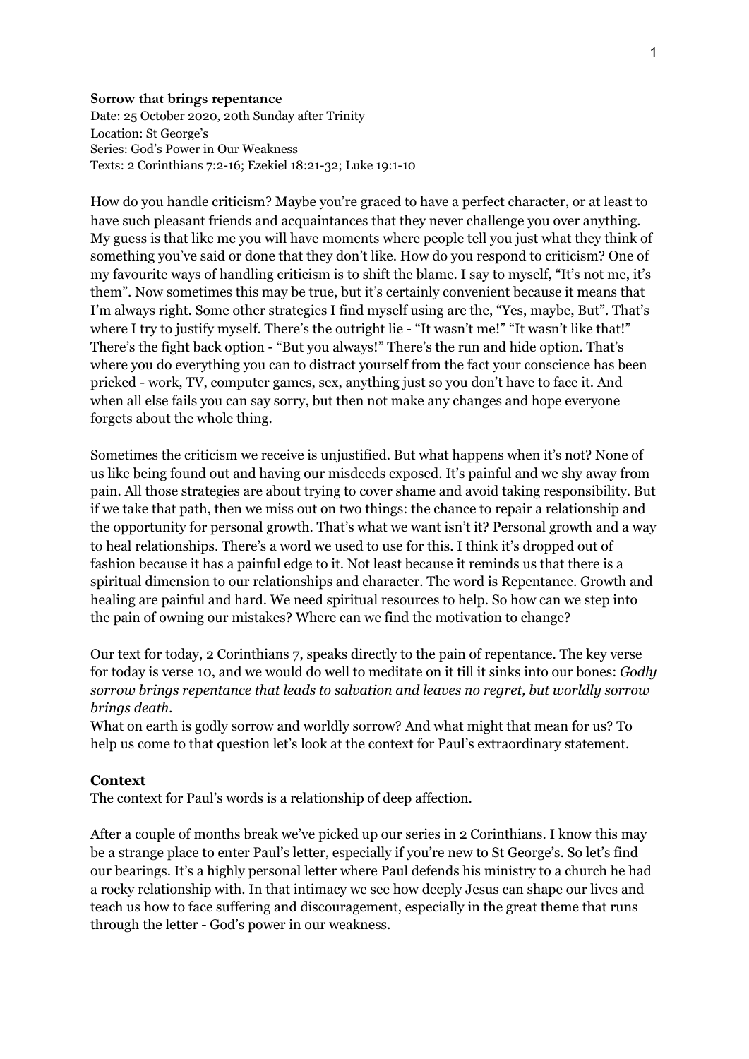**Sorrow that brings repentance**
Date: 25 October 2020, 20th Sunday after Trinity
Location: St George's
Series: God's Power in Our Weakness
Texts: 2 Corinthians 7:2-16; Ezekiel 18:21-32; Luke 19:1-10

How do you handle criticism? Maybe you're graced to have a perfect character, or at least to have such pleasant friends and acquaintances that they never challenge you over anything. My guess is that like me you will have moments where people tell you just what they think of something you've said or done that they don't like. How do you respond to criticism? One of my favourite ways of handling criticism is to shift the blame. I say to myself, "It's not me, it's them". Now sometimes this may be true, but it's certainly convenient because it means that I'm always right. Some other strategies I find myself using are the, "Yes, maybe, But". That's where I try to justify myself. There's the outright lie - "It wasn't me!" "It wasn't like that!" There's the fight back option - "But you always!" There's the run and hide option. That's where you do everything you can to distract yourself from the fact your conscience has been pricked - work, TV, computer games, sex, anything just so you don't have to face it. And when all else fails you can say sorry, but then not make any changes and hope everyone forgets about the whole thing.

Sometimes the criticism we receive is unjustified. But what happens when it's not? None of us like being found out and having our misdeeds exposed. It's painful and we shy away from pain. All those strategies are about trying to cover shame and avoid taking responsibility. But if we take that path, then we miss out on two things: the chance to repair a relationship and the opportunity for personal growth. That's what we want isn't it? Personal growth and a way to heal relationships. There's a word we used to use for this. I think it's dropped out of fashion because it has a painful edge to it. Not least because it reminds us that there is a spiritual dimension to our relationships and character. The word is Repentance. Growth and healing are painful and hard. We need spiritual resources to help. So how can we step into the pain of owning our mistakes? Where can we find the motivation to change?

Our text for today, 2 Corinthians 7, speaks directly to the pain of repentance. The key verse for today is verse 10, and we would do well to meditate on it till it sinks into our bones: *Godly sorrow brings repentance that leads to salvation and leaves no regret, but worldly sorrow brings death.*
What on earth is godly sorrow and worldly sorrow? And what might that mean for us? To help us come to that question let's look at the context for Paul's extraordinary statement.

## Context

The context for Paul's words is a relationship of deep affection.

After a couple of months break we've picked up our series in 2 Corinthians. I know this may be a strange place to enter Paul's letter, especially if you're new to St George's. So let's find our bearings. It's a highly personal letter where Paul defends his ministry to a church he had a rocky relationship with. In that intimacy we see how deeply Jesus can shape our lives and teach us how to face suffering and discouragement, especially in the great theme that runs through the letter - God's power in our weakness.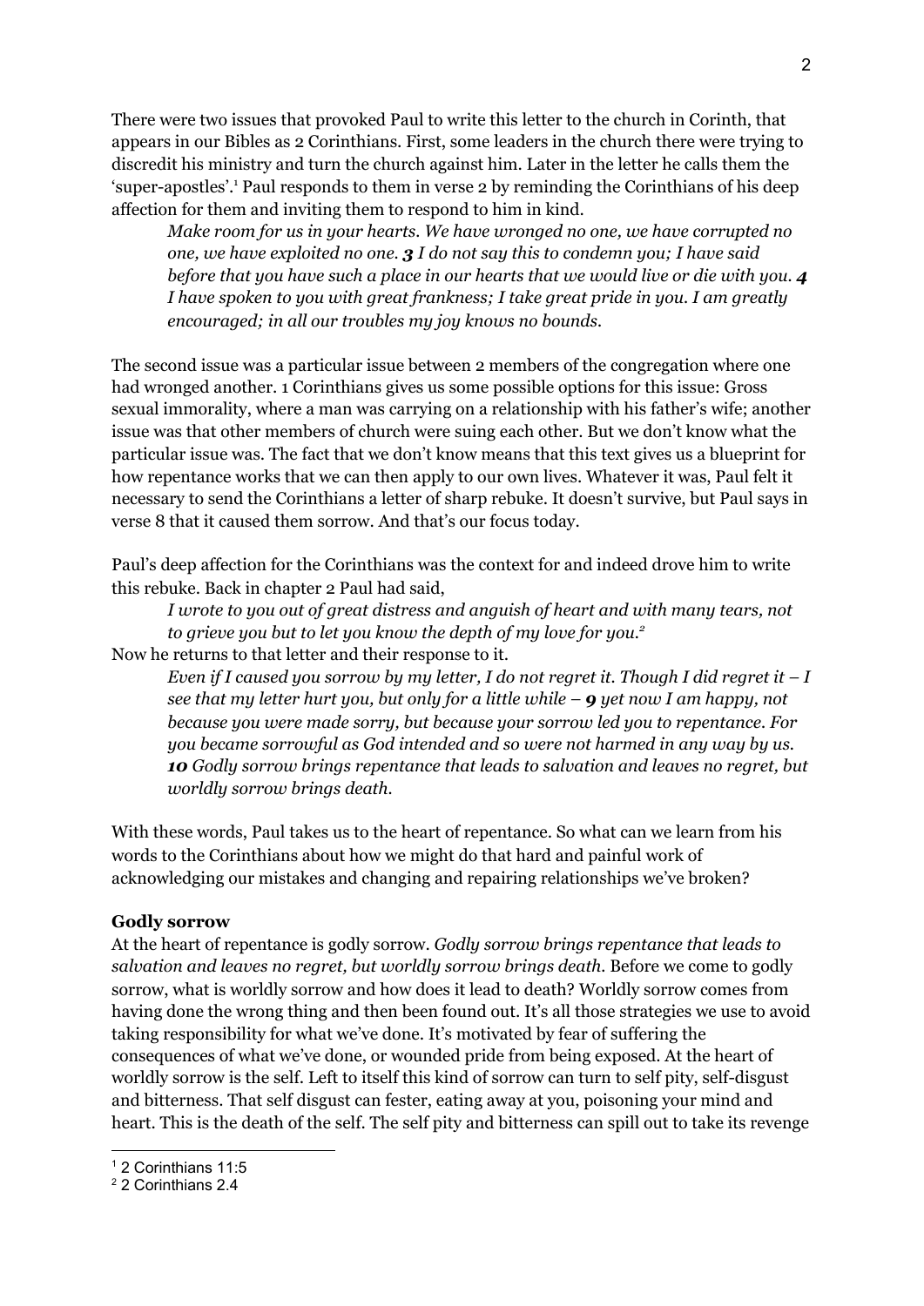There were two issues that provoked Paul to write this letter to the church in Corinth, that appears in our Bibles as 2 Corinthians. First, some leaders in the church there were trying to discredit his ministry and turn the church against him. Later in the letter he calls them the 'super-apostles'.[1] Paul responds to them in verse 2 by reminding the Corinthians of his deep affection for them and inviting them to respond to him in kind.

> *Make room for us in your hearts. We have wronged no one, we have corrupted no one, we have exploited no one.* ***3*** *I do not say this to condemn you; I have said before that you have such a place in our hearts that we would live or die with you.* ***4*** *I have spoken to you with great frankness; I take great pride in you. I am greatly encouraged; in all our troubles my joy knows no bounds.*

The second issue was a particular issue between 2 members of the congregation where one had wronged another. 1 Corinthians gives us some possible options for this issue: Gross sexual immorality, where a man was carrying on a relationship with his father's wife; another issue was that other members of church were suing each other. But we don't know what the particular issue was. The fact that we don't know means that this text gives us a blueprint for how repentance works that we can then apply to our own lives. Whatever it was, Paul felt it necessary to send the Corinthians a letter of sharp rebuke. It doesn't survive, but Paul says in verse 8 that it caused them sorrow. And that's our focus today.

Paul's deep affection for the Corinthians was the context for and indeed drove him to write this rebuke. Back in chapter 2 Paul had said,

> *I wrote to you out of great distress and anguish of heart and with many tears, not to grieve you but to let you know the depth of my love for you.*[2]

Now he returns to that letter and their response to it.

> *Even if I caused you sorrow by my letter, I do not regret it. Though I did regret it – I see that my letter hurt you, but only for a little while –* ***9*** *yet now I am happy, not because you were made sorry, but because your sorrow led you to repentance. For you became sorrowful as God intended and so were not harmed in any way by us.* ***10*** *Godly sorrow brings repentance that leads to salvation and leaves no regret, but worldly sorrow brings death.*

With these words, Paul takes us to the heart of repentance. So what can we learn from his words to the Corinthians about how we might do that hard and painful work of acknowledging our mistakes and changing and repairing relationships we've broken?

**Godly sorrow**

At the heart of repentance is godly sorrow. *Godly sorrow brings repentance that leads to salvation and leaves no regret, but worldly sorrow brings death.* Before we come to godly sorrow, what is worldly sorrow and how does it lead to death? Worldly sorrow comes from having done the wrong thing and then been found out. It's all those strategies we use to avoid taking responsibility for what we've done. It's motivated by fear of suffering the consequences of what we've done, or wounded pride from being exposed. At the heart of worldly sorrow is the self. Left to itself this kind of sorrow can turn to self pity, self-disgust and bitterness. That self disgust can fester, eating away at you, poisoning your mind and heart. This is the death of the self. The self pity and bitterness can spill out to take its revenge

[1] 2 Corinthians 11:5

[2] 2 Corinthians 2.4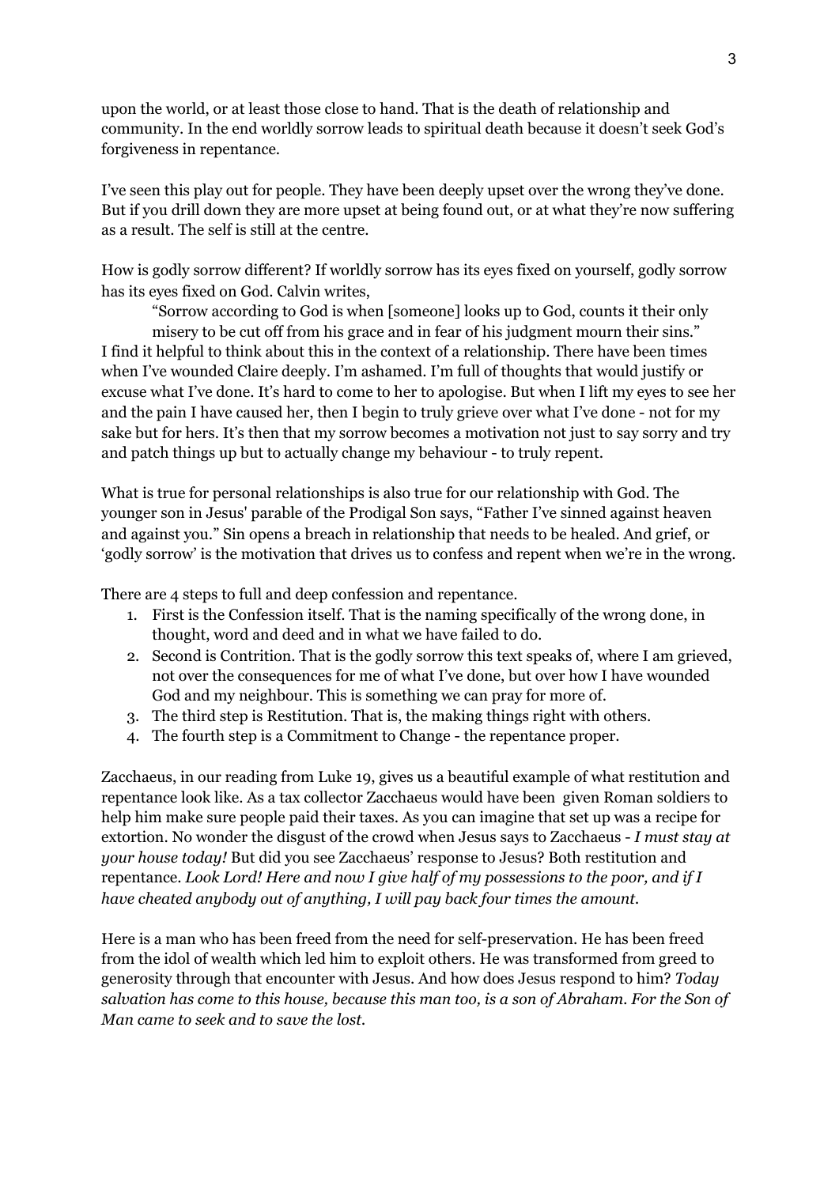upon the world, or at least those close to hand. That is the death of relationship and community. In the end worldly sorrow leads to spiritual death because it doesn't seek God's forgiveness in repentance.

I've seen this play out for people. They have been deeply upset over the wrong they've done. But if you drill down they are more upset at being found out, or at what they're now suffering as a result. The self is still at the centre.

How is godly sorrow different? If worldly sorrow has its eyes fixed on yourself, godly sorrow has its eyes fixed on God. Calvin writes,

> "Sorrow according to God is when [someone] looks up to God, counts it their only misery to be cut off from his grace and in fear of his judgment mourn their sins."

I find it helpful to think about this in the context of a relationship. There have been times when I've wounded Claire deeply. I'm ashamed. I'm full of thoughts that would justify or excuse what I've done. It's hard to come to her to apologise. But when I lift my eyes to see her and the pain I have caused her, then I begin to truly grieve over what I've done - not for my sake but for hers. It's then that my sorrow becomes a motivation not just to say sorry and try and patch things up but to actually change my behaviour - to truly repent.

What is true for personal relationships is also true for our relationship with God. The younger son in Jesus' parable of the Prodigal Son says, "Father I've sinned against heaven and against you." Sin opens a breach in relationship that needs to be healed. And grief, or 'godly sorrow' is the motivation that drives us to confess and repent when we're in the wrong.

There are 4 steps to full and deep confession and repentance.

1. First is the Confession itself. That is the naming specifically of the wrong done, in thought, word and deed and in what we have failed to do.
2. Second is Contrition. That is the godly sorrow this text speaks of, where I am grieved, not over the consequences for me of what I've done, but over how I have wounded God and my neighbour. This is something we can pray for more of.
3. The third step is Restitution. That is, the making things right with others.
4. The fourth step is a Commitment to Change - the repentance proper.

Zacchaeus, in our reading from Luke 19, gives us a beautiful example of what restitution and repentance look like. As a tax collector Zacchaeus would have been given Roman soldiers to help him make sure people paid their taxes. As you can imagine that set up was a recipe for extortion. No wonder the disgust of the crowd when Jesus says to Zacchaeus - *I must stay at your house today!* But did you see Zacchaeus' response to Jesus? Both restitution and repentance. *Look Lord! Here and now I give half of my possessions to the poor, and if I have cheated anybody out of anything, I will pay back four times the amount.*

Here is a man who has been freed from the need for self-preservation. He has been freed from the idol of wealth which led him to exploit others. He was transformed from greed to generosity through that encounter with Jesus. And how does Jesus respond to him? *Today salvation has come to this house, because this man too, is a son of Abraham. For the Son of Man came to seek and to save the lost.*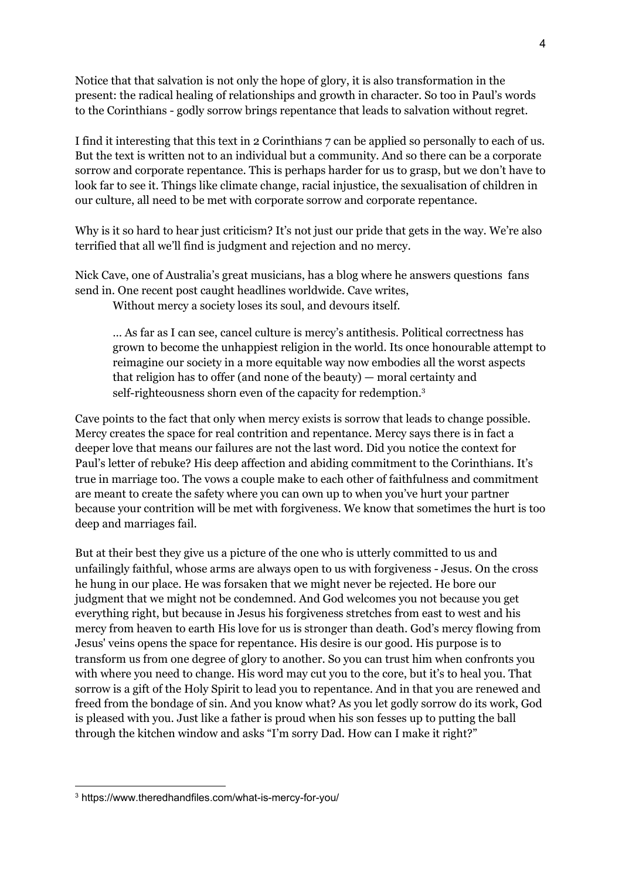Notice that that salvation is not only the hope of glory, it is also transformation in the present: the radical healing of relationships and growth in character. So too in Paul's words to the Corinthians - godly sorrow brings repentance that leads to salvation without regret.

I find it interesting that this text in 2 Corinthians 7 can be applied so personally to each of us. But the text is written not to an individual but a community. And so there can be a corporate sorrow and corporate repentance. This is perhaps harder for us to grasp, but we don't have to look far to see it. Things like climate change, racial injustice, the sexualisation of children in our culture, all need to be met with corporate sorrow and corporate repentance.

Why is it so hard to hear just criticism? It's not just our pride that gets in the way. We're also terrified that all we'll find is judgment and rejection and no mercy.

Nick Cave, one of Australia's great musicians, has a blog where he answers questions fans send in. One recent post caught headlines worldwide. Cave writes,

> Without mercy a society loses its soul, and devours itself.
>
> … As far as I can see, cancel culture is mercy's antithesis. Political correctness has grown to become the unhappiest religion in the world. Its once honourable attempt to reimagine our society in a more equitable way now embodies all the worst aspects that religion has to offer (and none of the beauty) — moral certainty and self-righteousness shorn even of the capacity for redemption.[3]

Cave points to the fact that only when mercy exists is sorrow that leads to change possible. Mercy creates the space for real contrition and repentance. Mercy says there is in fact a deeper love that means our failures are not the last word. Did you notice the context for Paul's letter of rebuke? His deep affection and abiding commitment to the Corinthians. It's true in marriage too. The vows a couple make to each other of faithfulness and commitment are meant to create the safety where you can own up to when you've hurt your partner because your contrition will be met with forgiveness. We know that sometimes the hurt is too deep and marriages fail.

But at their best they give us a picture of the one who is utterly committed to us and unfailingly faithful, whose arms are always open to us with forgiveness - Jesus. On the cross he hung in our place. He was forsaken that we might never be rejected. He bore our judgment that we might not be condemned. And God welcomes you not because you get everything right, but because in Jesus his forgiveness stretches from east to west and his mercy from heaven to earth His love for us is stronger than death. God's mercy flowing from Jesus' veins opens the space for repentance. His desire is our good. His purpose is to transform us from one degree of glory to another. So you can trust him when confronts you with where you need to change. His word may cut you to the core, but it's to heal you. That sorrow is a gift of the Holy Spirit to lead you to repentance. And in that you are renewed and freed from the bondage of sin. And you know what? As you let godly sorrow do its work, God is pleased with you. Just like a father is proud when his son fesses up to putting the ball through the kitchen window and asks "I'm sorry Dad. How can I make it right?"

---

[3] https://www.theredhandfiles.com/what-is-mercy-for-you/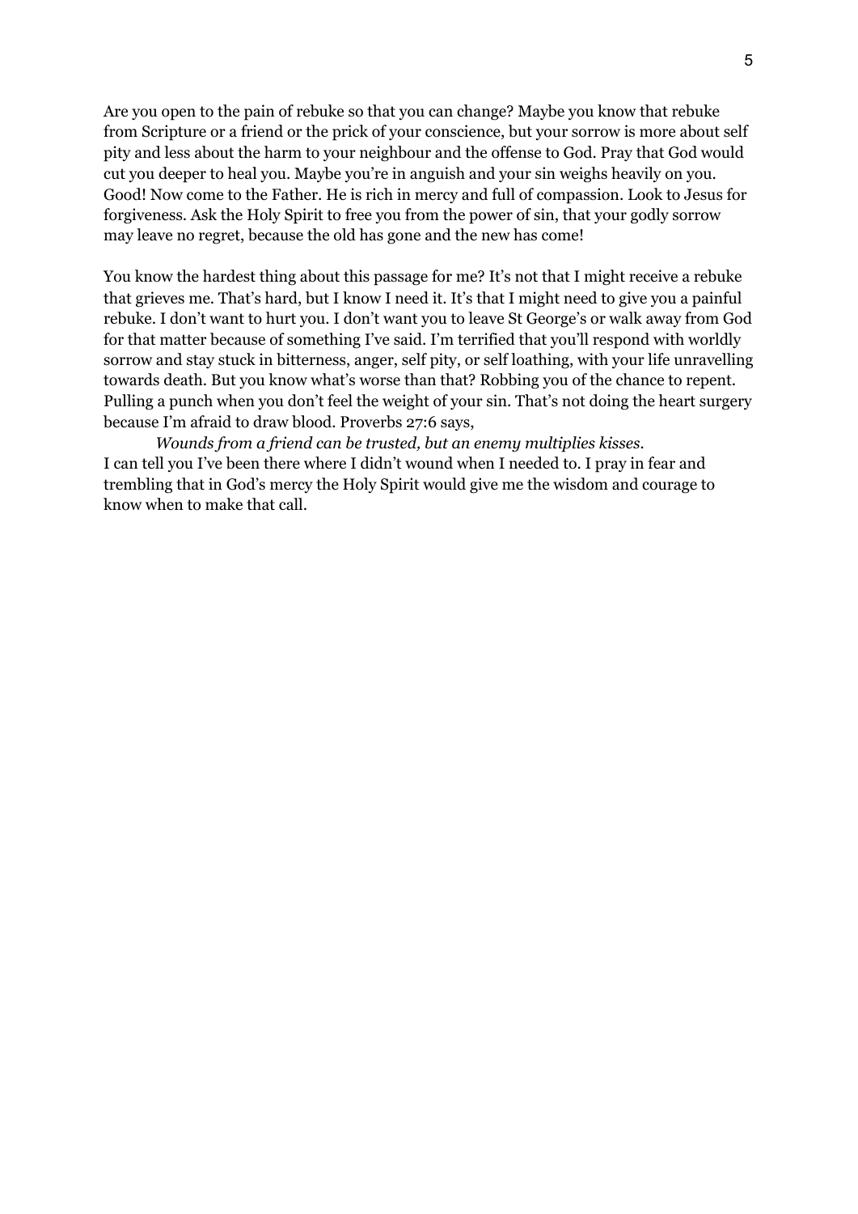Are you open to the pain of rebuke so that you can change? Maybe you know that rebuke from Scripture or a friend or the prick of your conscience, but your sorrow is more about self pity and less about the harm to your neighbour and the offense to God. Pray that God would cut you deeper to heal you. Maybe you're in anguish and your sin weighs heavily on you. Good! Now come to the Father. He is rich in mercy and full of compassion. Look to Jesus for forgiveness. Ask the Holy Spirit to free you from the power of sin, that your godly sorrow may leave no regret, because the old has gone and the new has come!

You know the hardest thing about this passage for me? It's not that I might receive a rebuke that grieves me. That's hard, but I know I need it. It's that I might need to give you a painful rebuke. I don't want to hurt you. I don't want you to leave St George's or walk away from God for that matter because of something I've said. I'm terrified that you'll respond with worldly sorrow and stay stuck in bitterness, anger, self pity, or self loathing, with your life unravelling towards death. But you know what's worse than that? Robbing you of the chance to repent. Pulling a punch when you don't feel the weight of your sin. That's not doing the heart surgery because I'm afraid to draw blood. Proverbs 27:6 says,

> *Wounds from a friend can be trusted, but an enemy multiplies kisses.*

I can tell you I've been there where I didn't wound when I needed to. I pray in fear and trembling that in God's mercy the Holy Spirit would give me the wisdom and courage to know when to make that call.